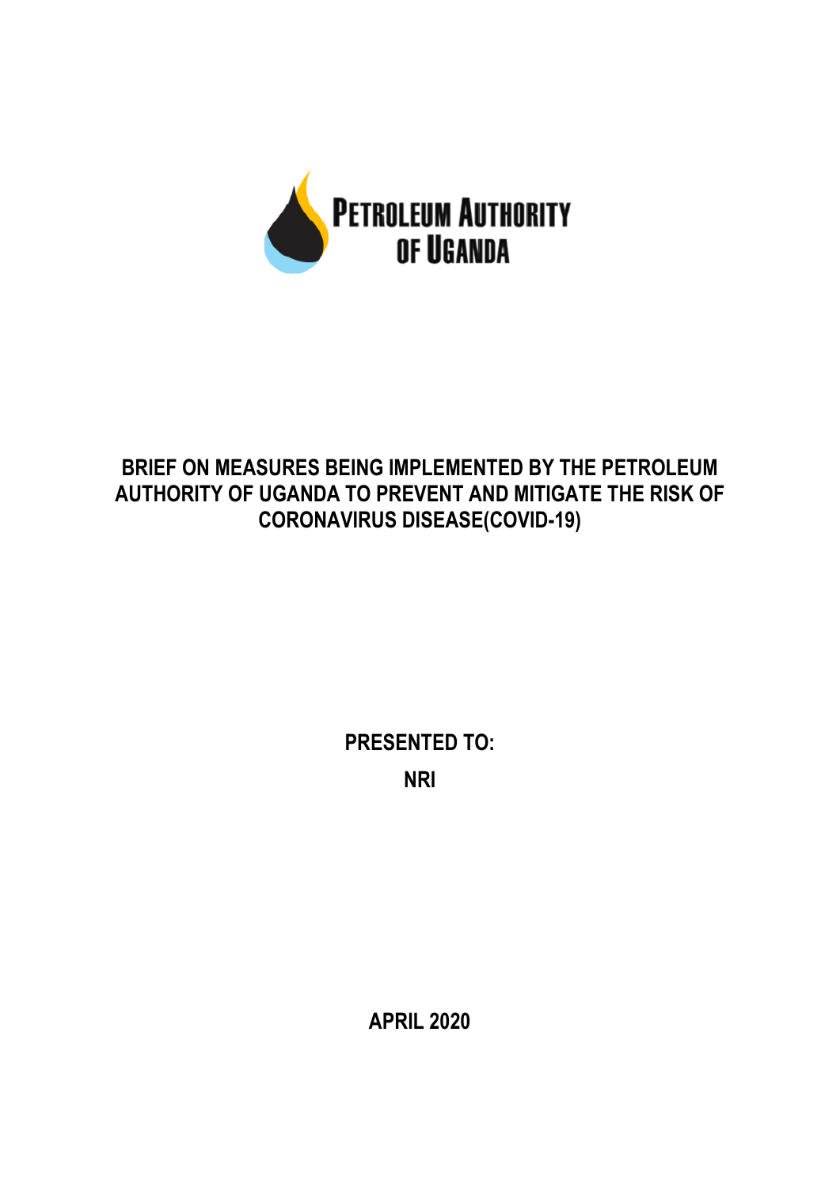**PETROLEUM AUTHORITY OF UGANDA**

# BRIEF ON MEASURES BEING IMPLEMENTED BY THE PETROLEUM AUTHORITY OF UGANDA TO PREVENT AND MITIGATE THE RISK OF CORONAVIRUS DISEASE(COVID-19)

**PRESENTED TO:**

**NRI**

**APRIL 2020**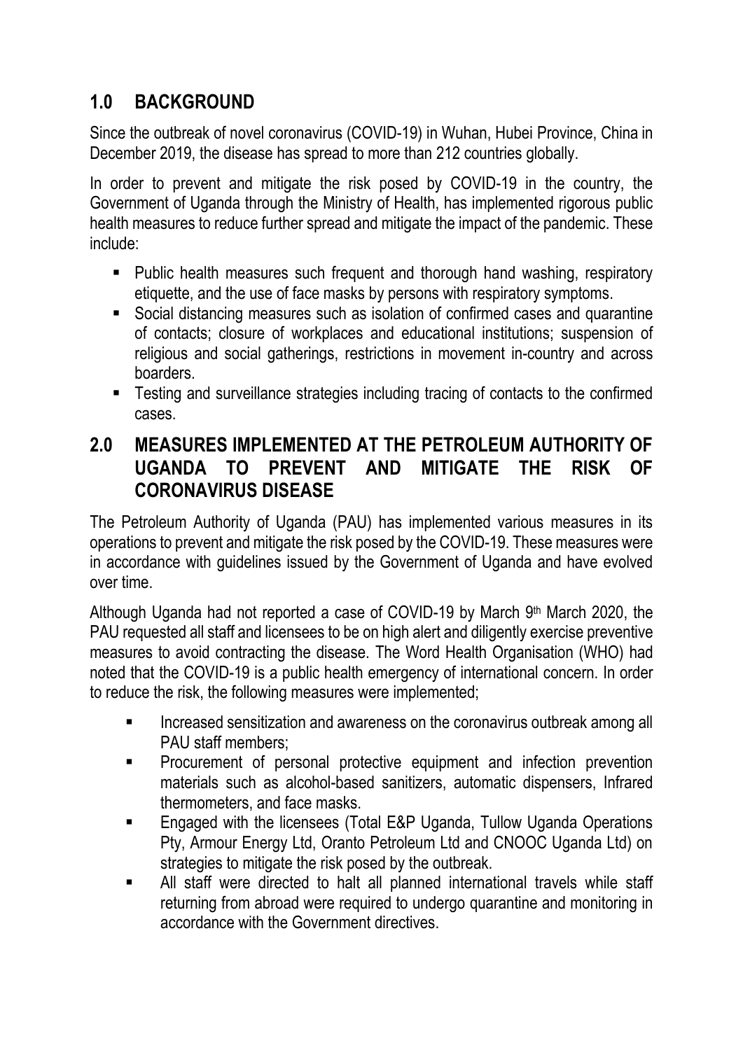## 1.0 BACKGROUND

Since the outbreak of novel coronavirus (COVID-19) in Wuhan, Hubei Province, China in December 2019, the disease has spread to more than 212 countries globally.

In order to prevent and mitigate the risk posed by COVID-19 in the country, the Government of Uganda through the Ministry of Health, has implemented rigorous public health measures to reduce further spread and mitigate the impact of the pandemic. These include:

- Public health measures such frequent and thorough hand washing, respiratory etiquette, and the use of face masks by persons with respiratory symptoms.
- Social distancing measures such as isolation of confirmed cases and quarantine of contacts; closure of workplaces and educational institutions; suspension of religious and social gatherings, restrictions in movement in-country and across boarders.
- Testing and surveillance strategies including tracing of contacts to the confirmed cases.

## 2.0 MEASURES IMPLEMENTED AT THE PETROLEUM AUTHORITY OF UGANDA TO PREVENT AND MITIGATE THE RISK OF CORONAVIRUS DISEASE

The Petroleum Authority of Uganda (PAU) has implemented various measures in its operations to prevent and mitigate the risk posed by the COVID-19. These measures were in accordance with guidelines issued by the Government of Uganda and have evolved over time.

Although Uganda had not reported a case of COVID-19 by March 9th March 2020, the PAU requested all staff and licensees to be on high alert and diligently exercise preventive measures to avoid contracting the disease. The Word Health Organisation (WHO) had noted that the COVID-19 is a public health emergency of international concern. In order to reduce the risk, the following measures were implemented;

- Increased sensitization and awareness on the coronavirus outbreak among all PAU staff members;
- Procurement of personal protective equipment and infection prevention materials such as alcohol-based sanitizers, automatic dispensers, Infrared thermometers, and face masks.
- Engaged with the licensees (Total E&P Uganda, Tullow Uganda Operations Pty, Armour Energy Ltd, Oranto Petroleum Ltd and CNOOC Uganda Ltd) on strategies to mitigate the risk posed by the outbreak.
- All staff were directed to halt all planned international travels while staff returning from abroad were required to undergo quarantine and monitoring in accordance with the Government directives.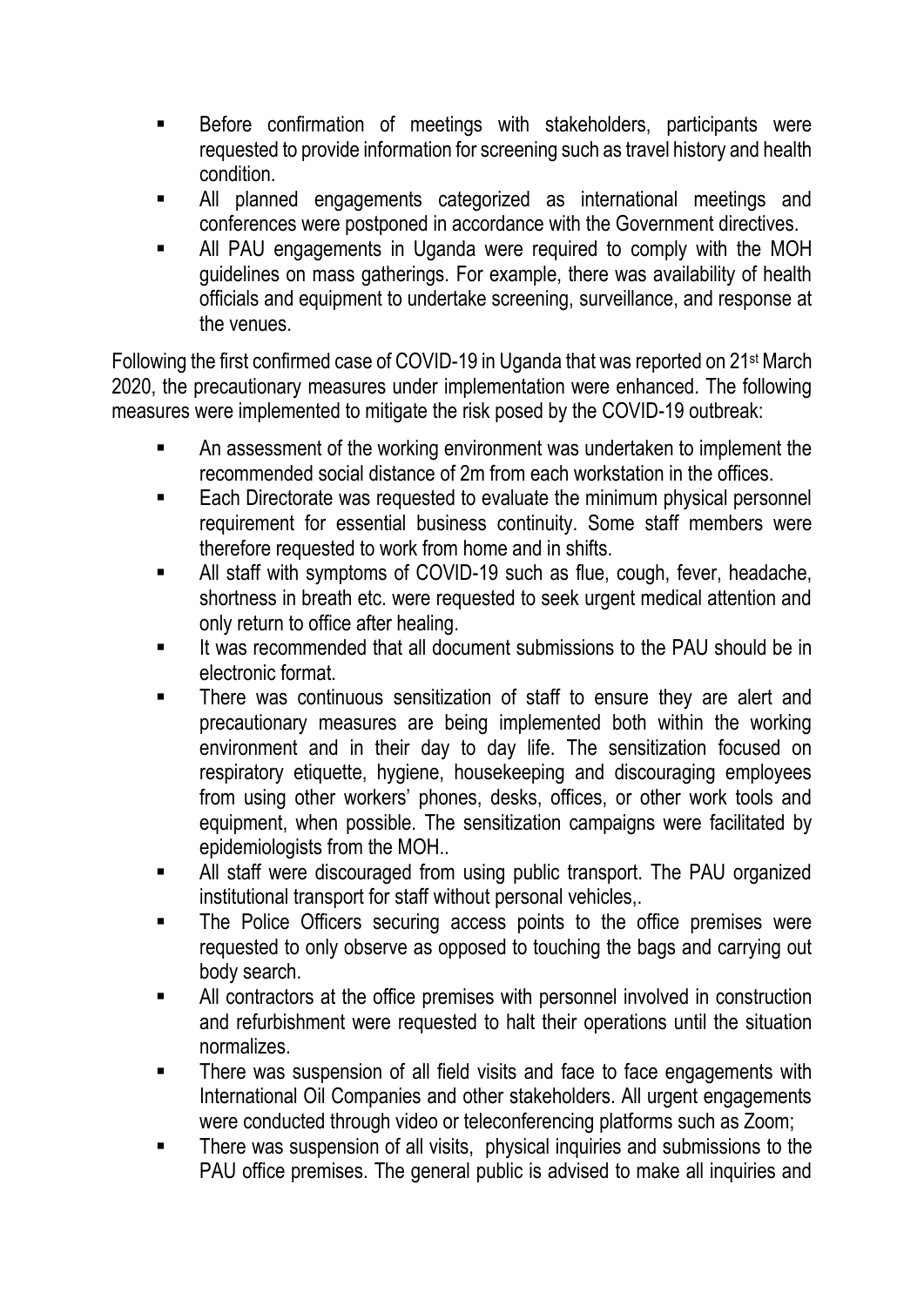- Before confirmation of meetings with stakeholders, participants were requested to provide information for screening such as travel history and health condition.
- All planned engagements categorized as international meetings and conferences were postponed in accordance with the Government directives.
- All PAU engagements in Uganda were required to comply with the MOH guidelines on mass gatherings. For example, there was availability of health officials and equipment to undertake screening, surveillance, and response at the venues.

Following the first confirmed case of COVID-19 in Uganda that was reported on 21st March 2020, the precautionary measures under implementation were enhanced. The following measures were implemented to mitigate the risk posed by the COVID-19 outbreak:

- An assessment of the working environment was undertaken to implement the recommended social distance of 2m from each workstation in the offices.
- Each Directorate was requested to evaluate the minimum physical personnel requirement for essential business continuity. Some staff members were therefore requested to work from home and in shifts.
- All staff with symptoms of COVID-19 such as flue, cough, fever, headache, shortness in breath etc. were requested to seek urgent medical attention and only return to office after healing.
- It was recommended that all document submissions to the PAU should be in electronic format.
- There was continuous sensitization of staff to ensure they are alert and precautionary measures are being implemented both within the working environment and in their day to day life. The sensitization focused on respiratory etiquette, hygiene, housekeeping and discouraging employees from using other workers' phones, desks, offices, or other work tools and equipment, when possible. The sensitization campaigns were facilitated by epidemiologists from the MOH..
- All staff were discouraged from using public transport. The PAU organized institutional transport for staff without personal vehicles,.
- The Police Officers securing access points to the office premises were requested to only observe as opposed to touching the bags and carrying out body search.
- All contractors at the office premises with personnel involved in construction and refurbishment were requested to halt their operations until the situation normalizes.
- There was suspension of all field visits and face to face engagements with International Oil Companies and other stakeholders. All urgent engagements were conducted through video or teleconferencing platforms such as Zoom;
- There was suspension of all visits, physical inquiries and submissions to the PAU office premises. The general public is advised to make all inquiries and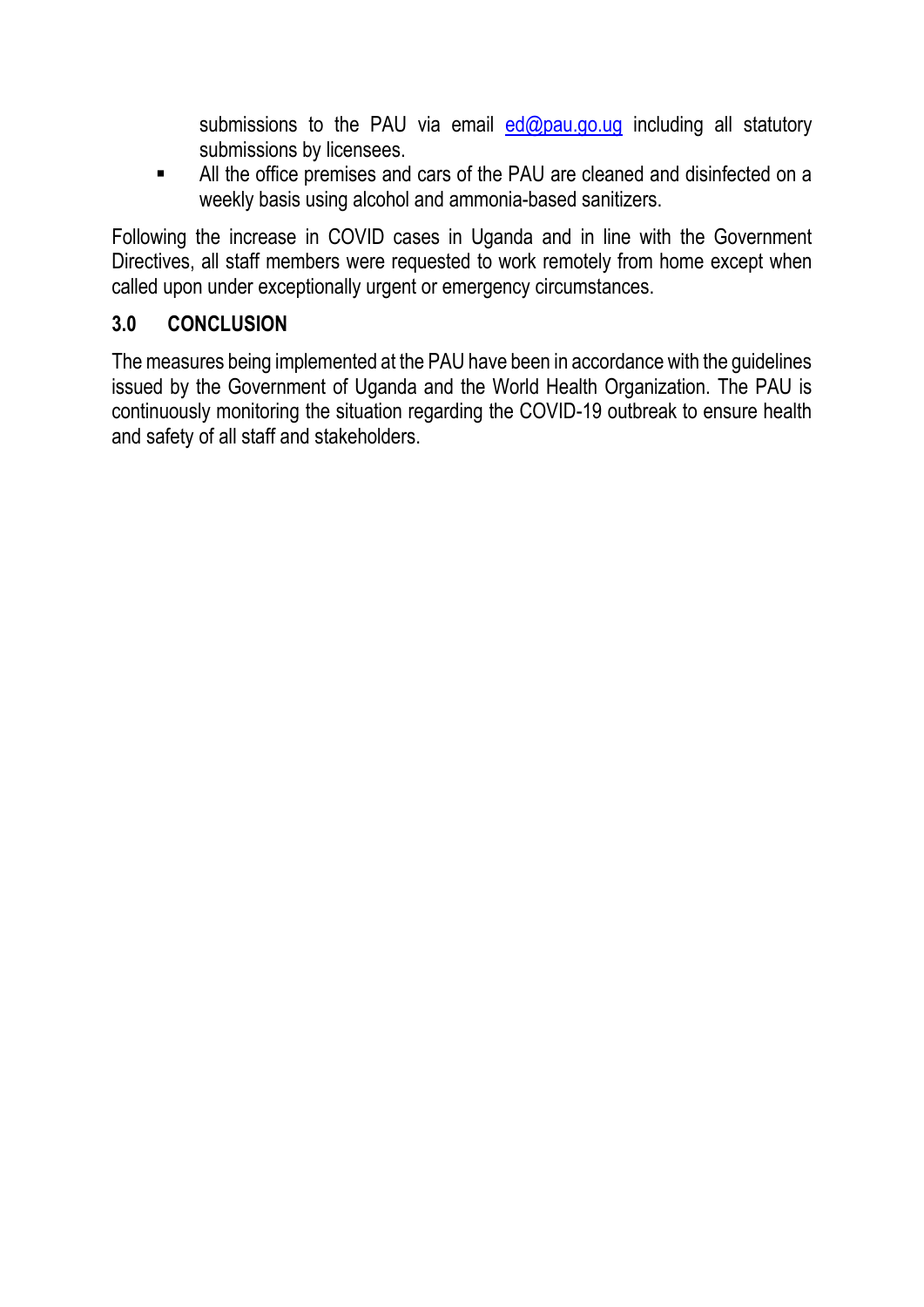submissions to the PAU via email ed@pau.go.ug including all statutory submissions by licensees.

- All the office premises and cars of the PAU are cleaned and disinfected on a weekly basis using alcohol and ammonia-based sanitizers.

Following the increase in COVID cases in Uganda and in line with the Government Directives, all staff members were requested to work remotely from home except when called upon under exceptionally urgent or emergency circumstances.

## 3.0 CONCLUSION

The measures being implemented at the PAU have been in accordance with the guidelines issued by the Government of Uganda and the World Health Organization. The PAU is continuously monitoring the situation regarding the COVID-19 outbreak to ensure health and safety of all staff and stakeholders.